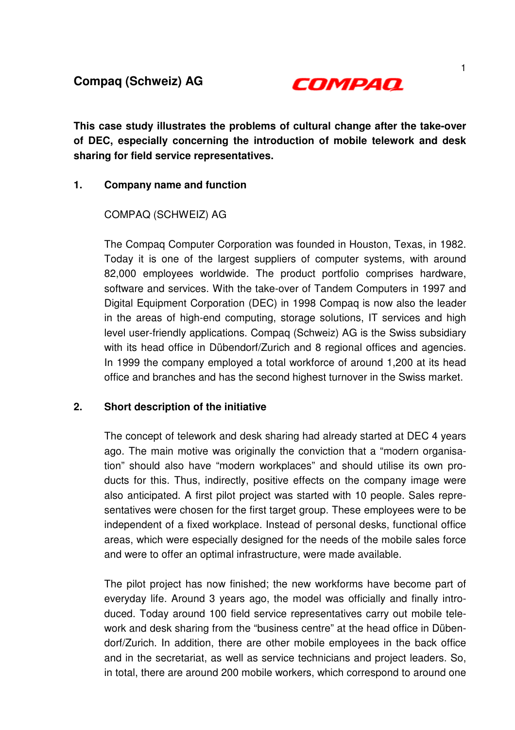# Compaq (Schweiz) AG

**This case study illustrates the problems of cultural change after the take-over of DEC, especially concerning the introduction of mobile telework and desk sharing for field service representatives.**

## 1. Company name and function

COMPAQ (SCHWEIZ) AG

The Compaq Computer Corporation was founded in Houston, Texas, in 1982. Today it is one of the largest suppliers of computer systems, with around 82,000 employees worldwide. The product portfolio comprises hardware, software and services. With the take-over of Tandem Computers in 1997 and Digital Equipment Corporation (DEC) in 1998 Compaq is now also the leader in the areas of high-end computing, storage solutions, IT services and high level user-friendly applications. Compaq (Schweiz) AG is the Swiss subsidiary with its head office in Dübendorf/Zurich and 8 regional offices and agencies. In 1999 the company employed a total workforce of around 1,200 at its head office and branches and has the second highest turnover in the Swiss market.

## 2. Short description of the initiative

The concept of telework and desk sharing had already started at DEC 4 years ago. The main motive was originally the conviction that a "modern organisation" should also have "modern workplaces" and should utilise its own products for this. Thus, indirectly, positive effects on the company image were also anticipated. A first pilot project was started with 10 people. Sales representatives were chosen for the first target group. These employees were to be independent of a fixed workplace. Instead of personal desks, functional office areas, which were especially designed for the needs of the mobile sales force and were to offer an optimal infrastructure, were made available.

The pilot project has now finished; the new workforms have become part of everyday life. Around 3 years ago, the model was officially and finally introduced. Today around 100 field service representatives carry out mobile telework and desk sharing from the "business centre" at the head office in Dübendorf/Zurich. In addition, there are other mobile employees in the back office and in the secretariat, as well as service technicians and project leaders. So, in total, there are around 200 mobile workers, which correspond to around one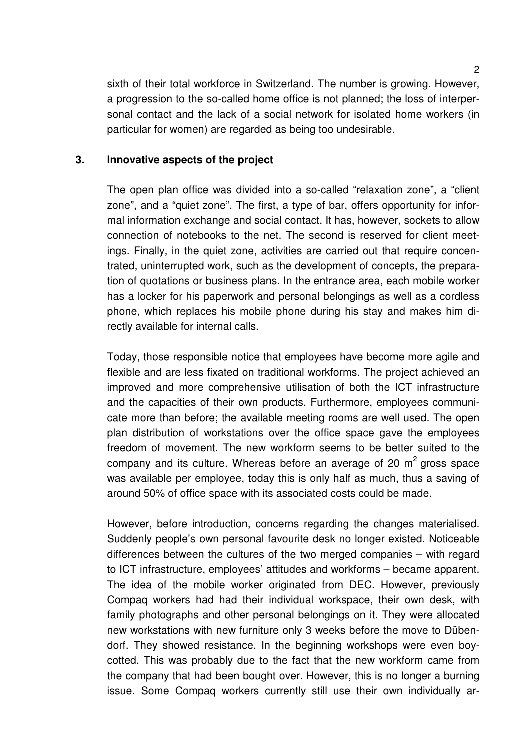sixth of their total workforce in Switzerland. The number is growing. However, a progression to the so-called home office is not planned; the loss of interpersonal contact and the lack of a social network for isolated home workers (in particular for women) are regarded as being too undesirable.

## 3. Innovative aspects of the project

The open plan office was divided into a so-called "relaxation zone", a "client zone", and a "quiet zone". The first, a type of bar, offers opportunity for informal information exchange and social contact. It has, however, sockets to allow connection of notebooks to the net. The second is reserved for client meetings. Finally, in the quiet zone, activities are carried out that require concentrated, uninterrupted work, such as the development of concepts, the preparation of quotations or business plans. In the entrance area, each mobile worker has a locker for his paperwork and personal belongings as well as a cordless phone, which replaces his mobile phone during his stay and makes him directly available for internal calls.

Today, those responsible notice that employees have become more agile and flexible and are less fixated on traditional workforms. The project achieved an improved and more comprehensive utilisation of both the ICT infrastructure and the capacities of their own products. Furthermore, employees communicate more than before; the available meeting rooms are well used. The open plan distribution of workstations over the office space gave the employees freedom of movement. The new workform seems to be better suited to the company and its culture. Whereas before an average of 20 $m^2$ gross space was available per employee, today this is only half as much, thus a saving of around 50% of office space with its associated costs could be made.

However, before introduction, concerns regarding the changes materialised. Suddenly people's own personal favourite desk no longer existed. Noticeable differences between the cultures of the two merged companies – with regard to ICT infrastructure, employees' attitudes and workforms – became apparent. The idea of the mobile worker originated from DEC. However, previously Compaq workers had had their individual workspace, their own desk, with family photographs and other personal belongings on it. They were allocated new workstations with new furniture only 3 weeks before the move to Dübendorf. They showed resistance. In the beginning workshops were even boycotted. This was probably due to the fact that the new workform came from the company that had been bought over. However, this is no longer a burning issue. Some Compaq workers currently still use their own individually ar-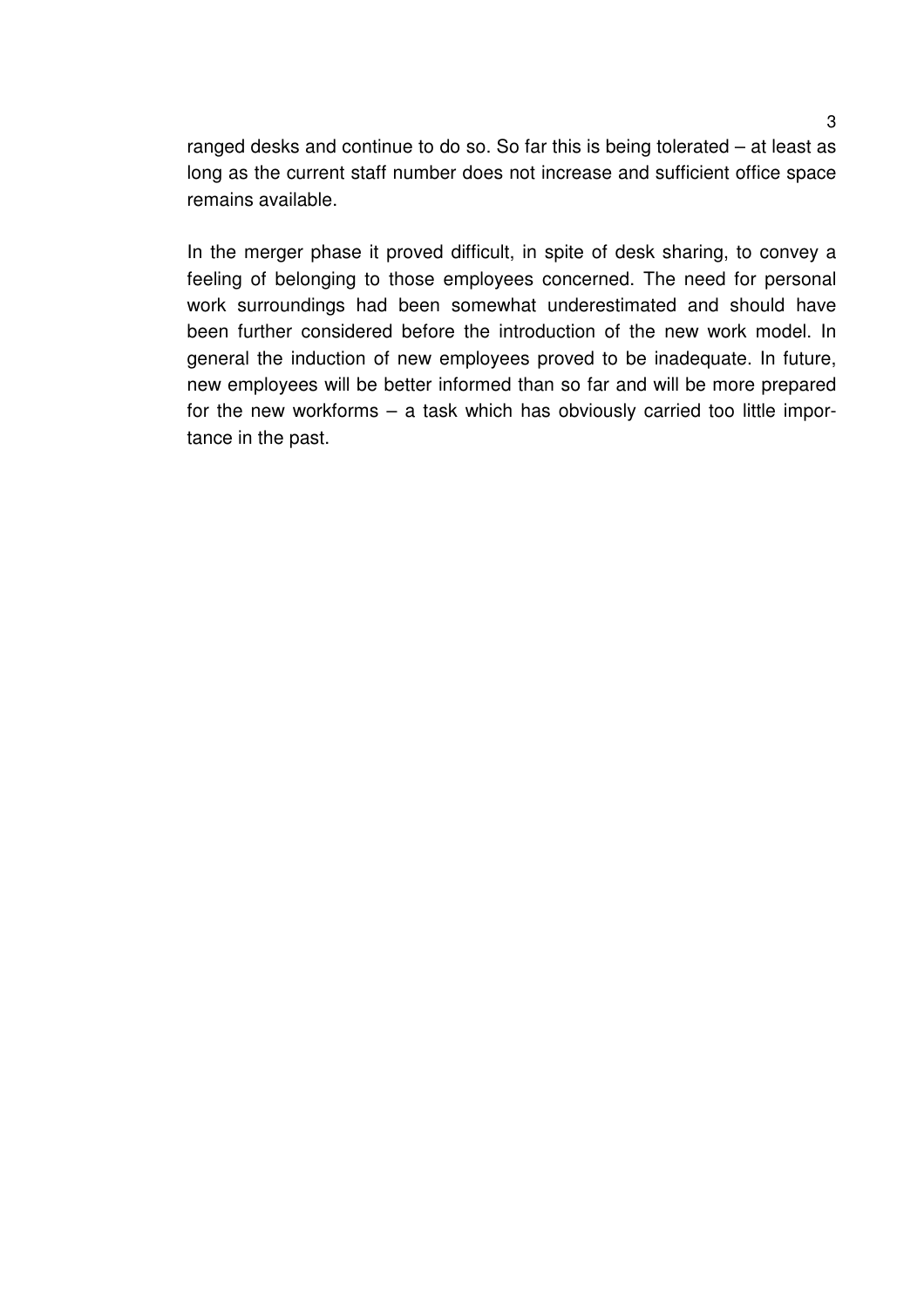ranged desks and continue to do so. So far this is being tolerated – at least as long as the current staff number does not increase and sufficient office space remains available.

In the merger phase it proved difficult, in spite of desk sharing, to convey a feeling of belonging to those employees concerned. The need for personal work surroundings had been somewhat underestimated and should have been further considered before the introduction of the new work model. In general the induction of new employees proved to be inadequate. In future, new employees will be better informed than so far and will be more prepared for the new workforms – a task which has obviously carried too little importance in the past.